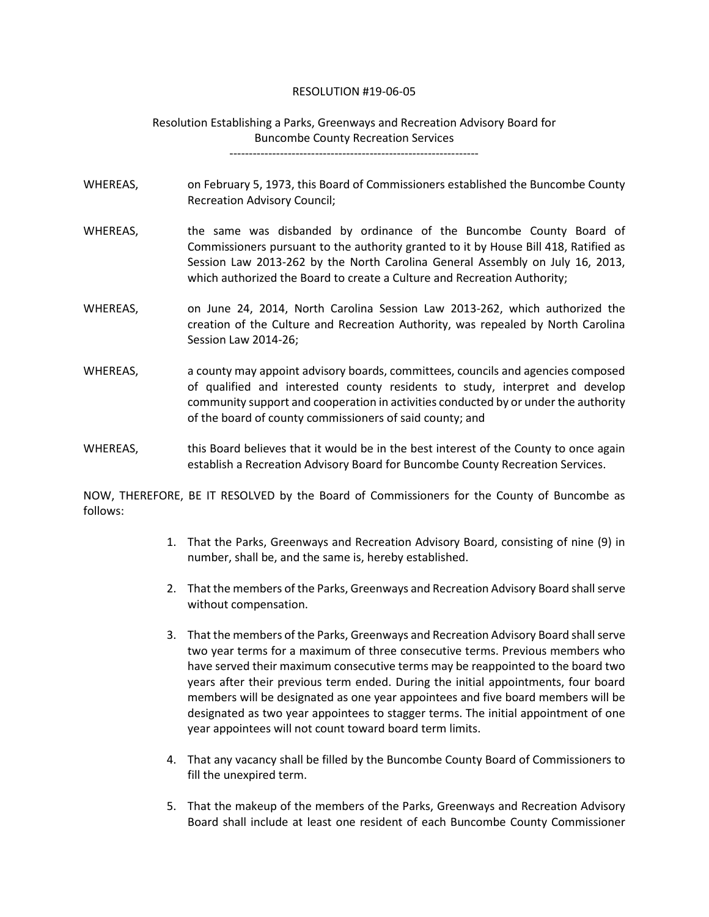RESOLUTION #19-06-05

Resolution Establishing a Parks, Greenways and Recreation Advisory Board for Buncombe County Recreation Services

---

WHEREAS, on February 5, 1973, this Board of Commissioners established the Buncombe County Recreation Advisory Council;

WHEREAS, the same was disbanded by ordinance of the Buncombe County Board of Commissioners pursuant to the authority granted to it by House Bill 418, Ratified as Session Law 2013-262 by the North Carolina General Assembly on July 16, 2013, which authorized the Board to create a Culture and Recreation Authority;

WHEREAS, on June 24, 2014, North Carolina Session Law 2013-262, which authorized the creation of the Culture and Recreation Authority, was repealed by North Carolina Session Law 2014-26;

WHEREAS, a county may appoint advisory boards, committees, councils and agencies composed of qualified and interested county residents to study, interpret and develop community support and cooperation in activities conducted by or under the authority of the board of county commissioners of said county; and

WHEREAS, this Board believes that it would be in the best interest of the County to once again establish a Recreation Advisory Board for Buncombe County Recreation Services.

NOW, THEREFORE, BE IT RESOLVED by the Board of Commissioners for the County of Buncombe as follows:

1. That the Parks, Greenways and Recreation Advisory Board, consisting of nine (9) in number, shall be, and the same is, hereby established.

2. That the members of the Parks, Greenways and Recreation Advisory Board shall serve without compensation.

3. That the members of the Parks, Greenways and Recreation Advisory Board shall serve two year terms for a maximum of three consecutive terms. Previous members who have served their maximum consecutive terms may be reappointed to the board two years after their previous term ended. During the initial appointments, four board members will be designated as one year appointees and five board members will be designated as two year appointees to stagger terms. The initial appointment of one year appointees will not count toward board term limits.

4. That any vacancy shall be filled by the Buncombe County Board of Commissioners to fill the unexpired term.

5. That the makeup of the members of the Parks, Greenways and Recreation Advisory Board shall include at least one resident of each Buncombe County Commissioner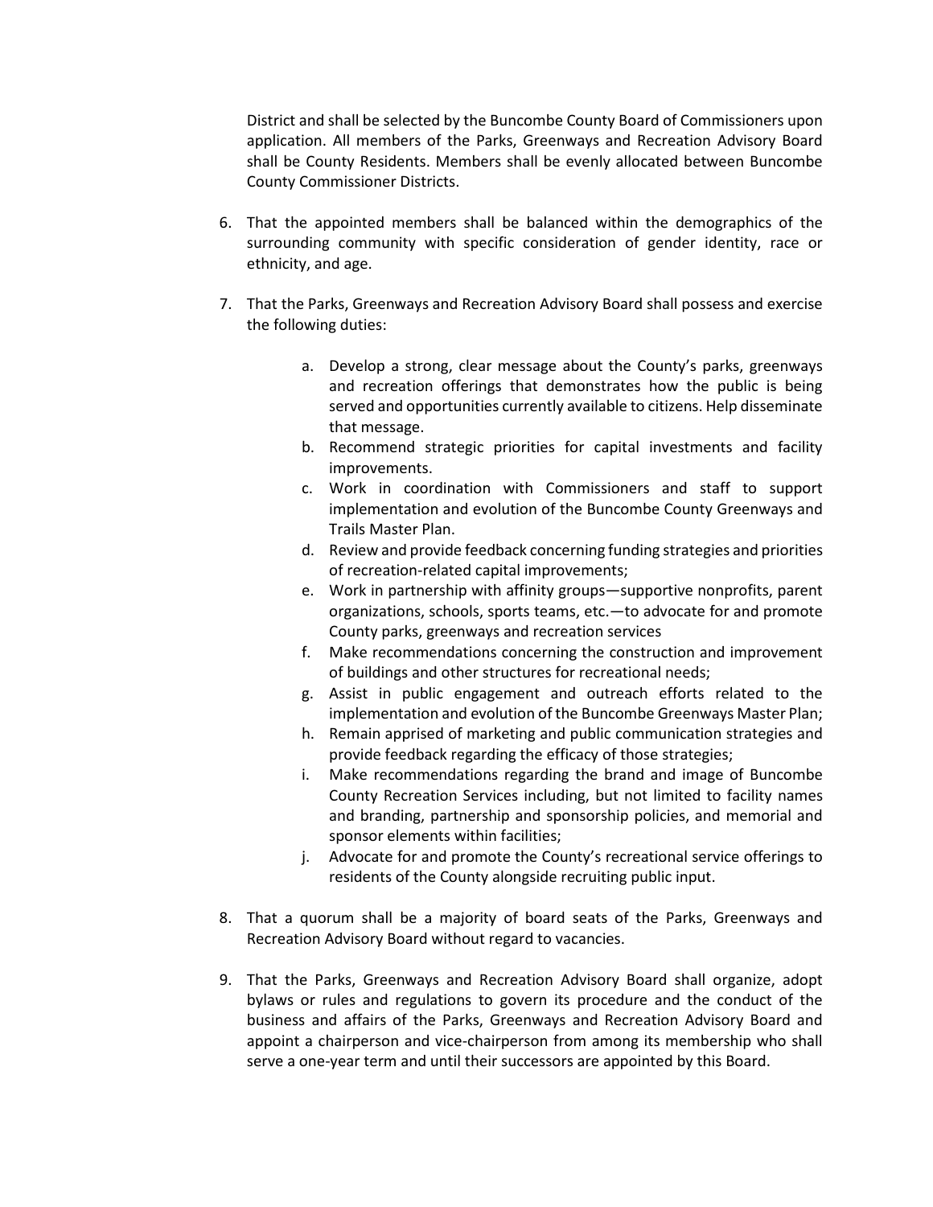District and shall be selected by the Buncombe County Board of Commissioners upon application. All members of the Parks, Greenways and Recreation Advisory Board shall be County Residents. Members shall be evenly allocated between Buncombe County Commissioner Districts.

6. That the appointed members shall be balanced within the demographics of the surrounding community with specific consideration of gender identity, race or ethnicity, and age.

7. That the Parks, Greenways and Recreation Advisory Board shall possess and exercise the following duties:

    a. Develop a strong, clear message about the County's parks, greenways and recreation offerings that demonstrates how the public is being served and opportunities currently available to citizens. Help disseminate that message.
    b. Recommend strategic priorities for capital investments and facility improvements.
    c. Work in coordination with Commissioners and staff to support implementation and evolution of the Buncombe County Greenways and Trails Master Plan.
    d. Review and provide feedback concerning funding strategies and priorities of recreation-related capital improvements;
    e. Work in partnership with affinity groups—supportive nonprofits, parent organizations, schools, sports teams, etc.—to advocate for and promote County parks, greenways and recreation services
    f. Make recommendations concerning the construction and improvement of buildings and other structures for recreational needs;
    g. Assist in public engagement and outreach efforts related to the implementation and evolution of the Buncombe Greenways Master Plan;
    h. Remain apprised of marketing and public communication strategies and provide feedback regarding the efficacy of those strategies;
    i. Make recommendations regarding the brand and image of Buncombe County Recreation Services including, but not limited to facility names and branding, partnership and sponsorship policies, and memorial and sponsor elements within facilities;
    j. Advocate for and promote the County's recreational service offerings to residents of the County alongside recruiting public input.

8. That a quorum shall be a majority of board seats of the Parks, Greenways and Recreation Advisory Board without regard to vacancies.

9. That the Parks, Greenways and Recreation Advisory Board shall organize, adopt bylaws or rules and regulations to govern its procedure and the conduct of the business and affairs of the Parks, Greenways and Recreation Advisory Board and appoint a chairperson and vice-chairperson from among its membership who shall serve a one-year term and until their successors are appointed by this Board.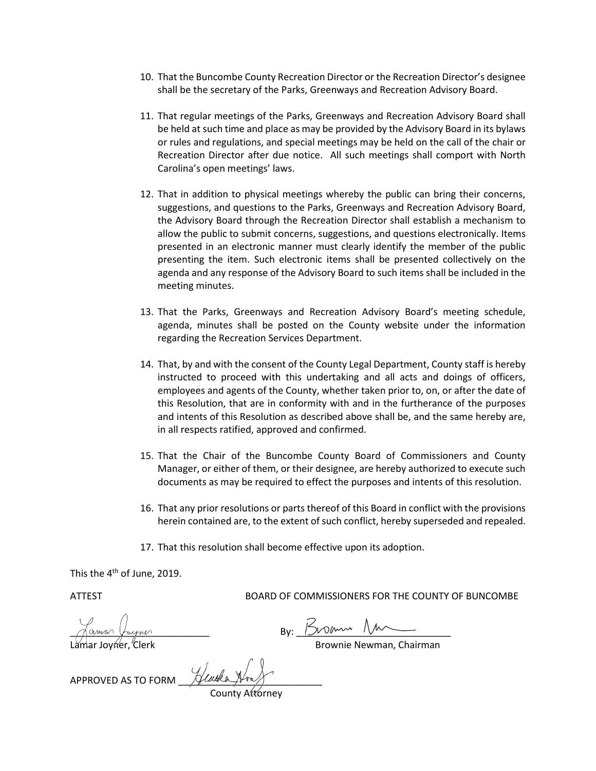10. That the Buncombe County Recreation Director or the Recreation Director's designee shall be the secretary of the Parks, Greenways and Recreation Advisory Board.

11. That regular meetings of the Parks, Greenways and Recreation Advisory Board shall be held at such time and place as may be provided by the Advisory Board in its bylaws or rules and regulations, and special meetings may be held on the call of the chair or Recreation Director after due notice. All such meetings shall comport with North Carolina's open meetings' laws.

12. That in addition to physical meetings whereby the public can bring their concerns, suggestions, and questions to the Parks, Greenways and Recreation Advisory Board, the Advisory Board through the Recreation Director shall establish a mechanism to allow the public to submit concerns, suggestions, and questions electronically. Items presented in an electronic manner must clearly identify the member of the public presenting the item. Such electronic items shall be presented collectively on the agenda and any response of the Advisory Board to such items shall be included in the meeting minutes.

13. That the Parks, Greenways and Recreation Advisory Board's meeting schedule, agenda, minutes shall be posted on the County website under the information regarding the Recreation Services Department.

14. That, by and with the consent of the County Legal Department, County staff is hereby instructed to proceed with this undertaking and all acts and doings of officers, employees and agents of the County, whether taken prior to, on, or after the date of this Resolution, that are in conformity with and in the furtherance of the purposes and intents of this Resolution as described above shall be, and the same hereby are, in all respects ratified, approved and confirmed.

15. That the Chair of the Buncombe County Board of Commissioners and County Manager, or either of them, or their designee, are hereby authorized to execute such documents as may be required to effect the purposes and intents of this resolution.

16. That any prior resolutions or parts thereof of this Board in conflict with the provisions herein contained are, to the extent of such conflict, hereby superseded and repealed.

17. That this resolution shall become effective upon its adoption.

This the 4th of June, 2019.

ATTEST

BOARD OF COMMISSIONERS FOR THE COUNTY OF BUNCOMBE

Lamar Joyner, Clerk

By: Brownie Newman, Chairman

APPROVED AS TO FORM

County Attorney